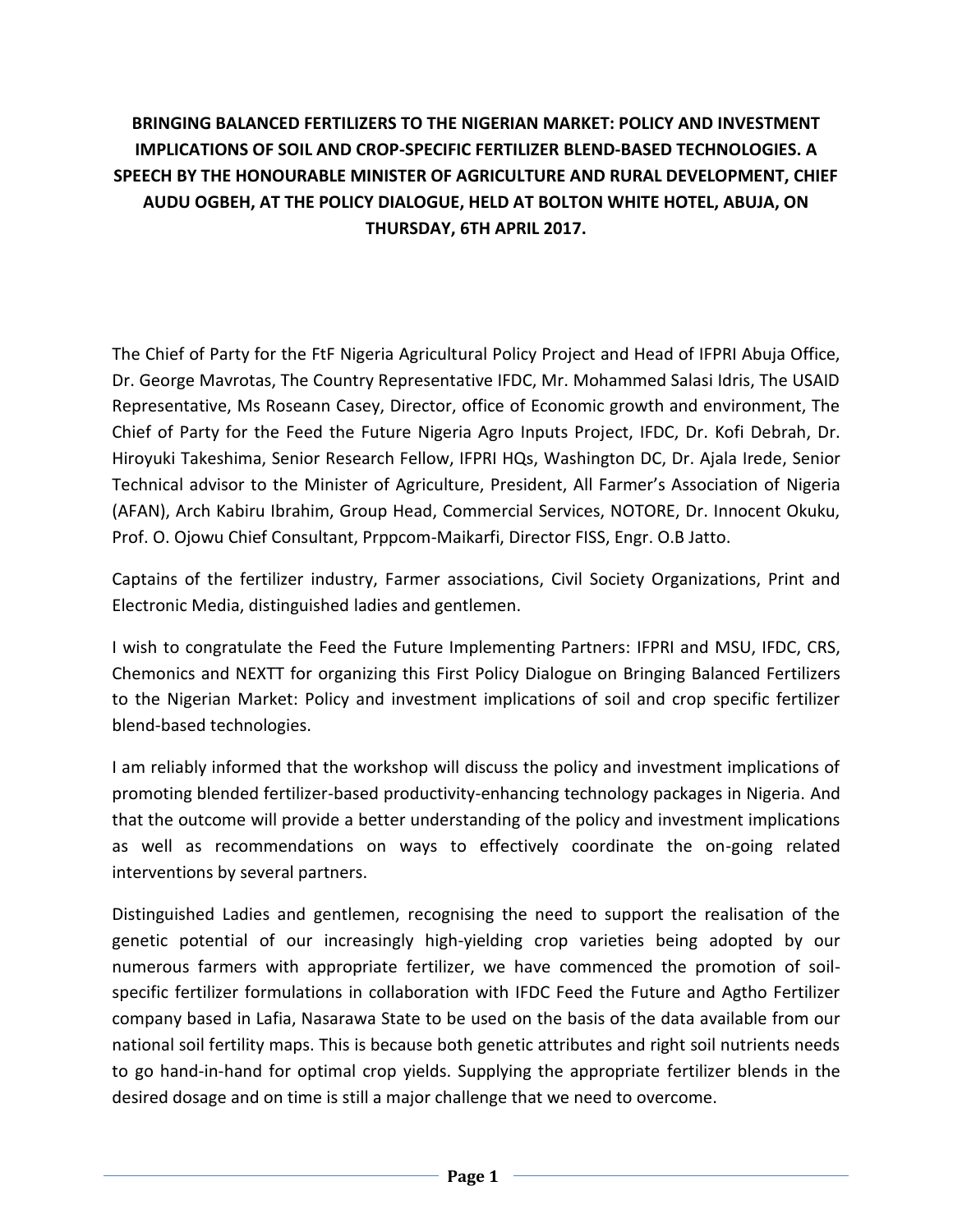**BRINGING BALANCED FERTILIZERS TO THE NIGERIAN MARKET: POLICY AND INVESTMENT IMPLICATIONS OF SOIL AND CROP-SPECIFIC FERTILIZER BLEND-BASED TECHNOLOGIES. A SPEECH BY THE HONOURABLE MINISTER OF AGRICULTURE AND RURAL DEVELOPMENT, CHIEF AUDU OGBEH, AT THE POLICY DIALOGUE, HELD AT BOLTON WHITE HOTEL, ABUJA, ON THURSDAY, 6TH APRIL 2017.**

The Chief of Party for the FtF Nigeria Agricultural Policy Project and Head of IFPRI Abuja Office, Dr. George Mavrotas, The Country Representative IFDC, Mr. Mohammed Salasi Idris, The USAID Representative, Ms Roseann Casey, Director, office of Economic growth and environment, The Chief of Party for the Feed the Future Nigeria Agro Inputs Project, IFDC, Dr. Kofi Debrah, Dr. Hiroyuki Takeshima, Senior Research Fellow, IFPRI HQs, Washington DC, Dr. Ajala Irede, Senior Technical advisor to the Minister of Agriculture, President, All Farmer's Association of Nigeria (AFAN), Arch Kabiru Ibrahim, Group Head, Commercial Services, NOTORE, Dr. Innocent Okuku, Prof. O. Ojowu Chief Consultant, Prppcom-Maikarfi, Director FISS, Engr. O.B Jatto.

Captains of the fertilizer industry, Farmer associations, Civil Society Organizations, Print and Electronic Media, distinguished ladies and gentlemen.

I wish to congratulate the Feed the Future Implementing Partners: IFPRI and MSU, IFDC, CRS, Chemonics and NEXTT for organizing this First Policy Dialogue on Bringing Balanced Fertilizers to the Nigerian Market: Policy and investment implications of soil and crop specific fertilizer blend-based technologies.

I am reliably informed that the workshop will discuss the policy and investment implications of promoting blended fertilizer-based productivity-enhancing technology packages in Nigeria. And that the outcome will provide a better understanding of the policy and investment implications as well as recommendations on ways to effectively coordinate the on-going related interventions by several partners.

Distinguished Ladies and gentlemen, recognising the need to support the realisation of the genetic potential of our increasingly high-yielding crop varieties being adopted by our numerous farmers with appropriate fertilizer, we have commenced the promotion of soil-specific fertilizer formulations in collaboration with IFDC Feed the Future and Agtho Fertilizer company based in Lafia, Nasarawa State to be used on the basis of the data available from our national soil fertility maps. This is because both genetic attributes and right soil nutrients needs to go hand-in-hand for optimal crop yields. Supplying the appropriate fertilizer blends in the desired dosage and on time is still a major challenge that we need to overcome.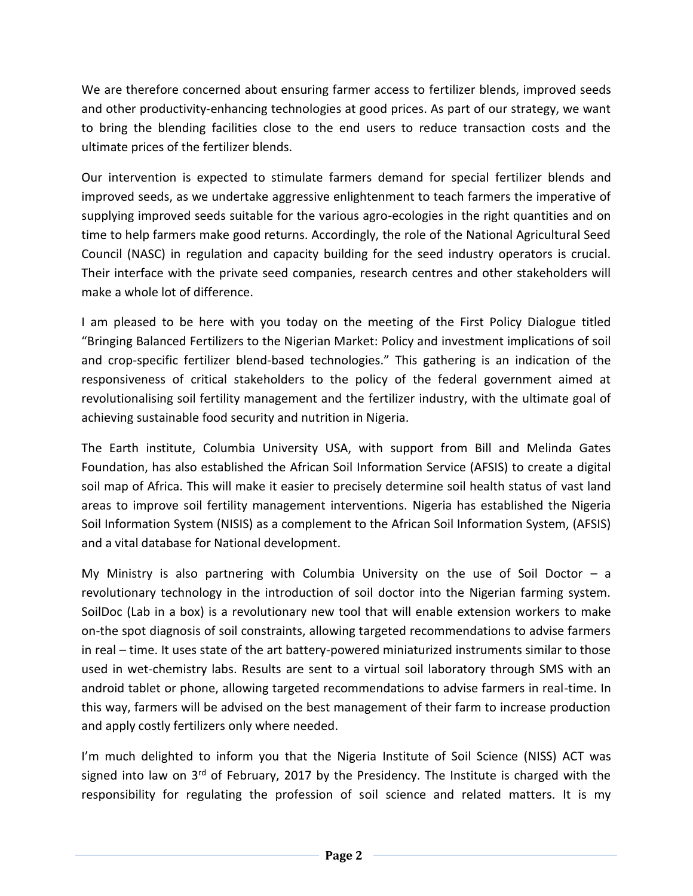We are therefore concerned about ensuring farmer access to fertilizer blends, improved seeds and other productivity-enhancing technologies at good prices. As part of our strategy, we want to bring the blending facilities close to the end users to reduce transaction costs and the ultimate prices of the fertilizer blends.

Our intervention is expected to stimulate farmers demand for special fertilizer blends and improved seeds, as we undertake aggressive enlightenment to teach farmers the imperative of supplying improved seeds suitable for the various agro-ecologies in the right quantities and on time to help farmers make good returns. Accordingly, the role of the National Agricultural Seed Council (NASC) in regulation and capacity building for the seed industry operators is crucial. Their interface with the private seed companies, research centres and other stakeholders will make a whole lot of difference.

I am pleased to be here with you today on the meeting of the First Policy Dialogue titled "Bringing Balanced Fertilizers to the Nigerian Market: Policy and investment implications of soil and crop-specific fertilizer blend-based technologies." This gathering is an indication of the responsiveness of critical stakeholders to the policy of the federal government aimed at revolutionalising soil fertility management and the fertilizer industry, with the ultimate goal of achieving sustainable food security and nutrition in Nigeria.

The Earth institute, Columbia University USA, with support from Bill and Melinda Gates Foundation, has also established the African Soil Information Service (AFSIS) to create a digital soil map of Africa. This will make it easier to precisely determine soil health status of vast land areas to improve soil fertility management interventions. Nigeria has established the Nigeria Soil Information System (NISIS) as a complement to the African Soil Information System, (AFSIS) and a vital database for National development.

My Ministry is also partnering with Columbia University on the use of Soil Doctor – a revolutionary technology in the introduction of soil doctor into the Nigerian farming system. SoilDoc (Lab in a box) is a revolutionary new tool that will enable extension workers to make on-the spot diagnosis of soil constraints, allowing targeted recommendations to advise farmers in real – time. It uses state of the art battery-powered miniaturized instruments similar to those used in wet-chemistry labs. Results are sent to a virtual soil laboratory through SMS with an android tablet or phone, allowing targeted recommendations to advise farmers in real-time. In this way, farmers will be advised on the best management of their farm to increase production and apply costly fertilizers only where needed.

I'm much delighted to inform you that the Nigeria Institute of Soil Science (NISS) ACT was signed into law on 3rd of February, 2017 by the Presidency. The Institute is charged with the responsibility for regulating the profession of soil science and related matters. It is my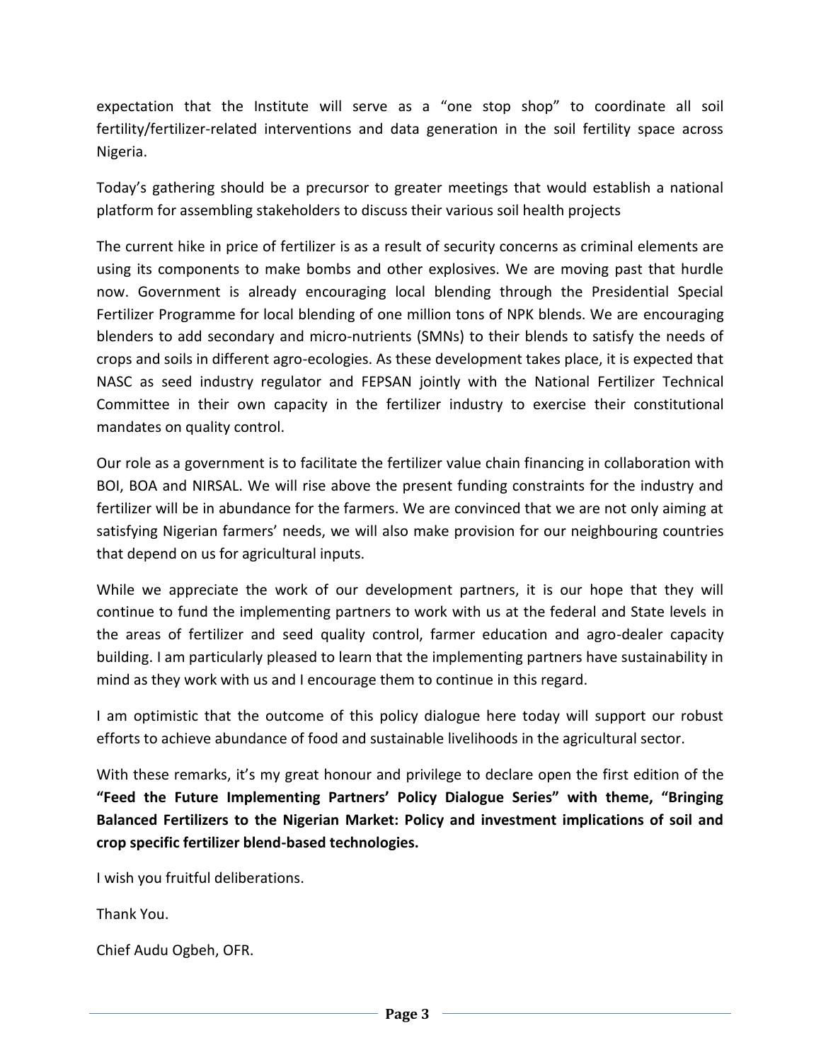expectation that the Institute will serve as a "one stop shop" to coordinate all soil fertility/fertilizer-related interventions and data generation in the soil fertility space across Nigeria.

Today's gathering should be a precursor to greater meetings that would establish a national platform for assembling stakeholders to discuss their various soil health projects

The current hike in price of fertilizer is as a result of security concerns as criminal elements are using its components to make bombs and other explosives. We are moving past that hurdle now. Government is already encouraging local blending through the Presidential Special Fertilizer Programme for local blending of one million tons of NPK blends. We are encouraging blenders to add secondary and micro-nutrients (SMNs) to their blends to satisfy the needs of crops and soils in different agro-ecologies. As these development takes place, it is expected that NASC as seed industry regulator and FEPSAN jointly with the National Fertilizer Technical Committee in their own capacity in the fertilizer industry to exercise their constitutional mandates on quality control.

Our role as a government is to facilitate the fertilizer value chain financing in collaboration with BOI, BOA and NIRSAL. We will rise above the present funding constraints for the industry and fertilizer will be in abundance for the farmers. We are convinced that we are not only aiming at satisfying Nigerian farmers' needs, we will also make provision for our neighbouring countries that depend on us for agricultural inputs.

While we appreciate the work of our development partners, it is our hope that they will continue to fund the implementing partners to work with us at the federal and State levels in the areas of fertilizer and seed quality control, farmer education and agro-dealer capacity building. I am particularly pleased to learn that the implementing partners have sustainability in mind as they work with us and I encourage them to continue in this regard.

I am optimistic that the outcome of this policy dialogue here today will support our robust efforts to achieve abundance of food and sustainable livelihoods in the agricultural sector.

With these remarks, it's my great honour and privilege to declare open the first edition of the **"Feed the Future Implementing Partners' Policy Dialogue Series" with theme, "Bringing Balanced Fertilizers to the Nigerian Market: Policy and investment implications of soil and crop specific fertilizer blend-based technologies.**

I wish you fruitful deliberations.

Thank You.

Chief Audu Ogbeh, OFR.